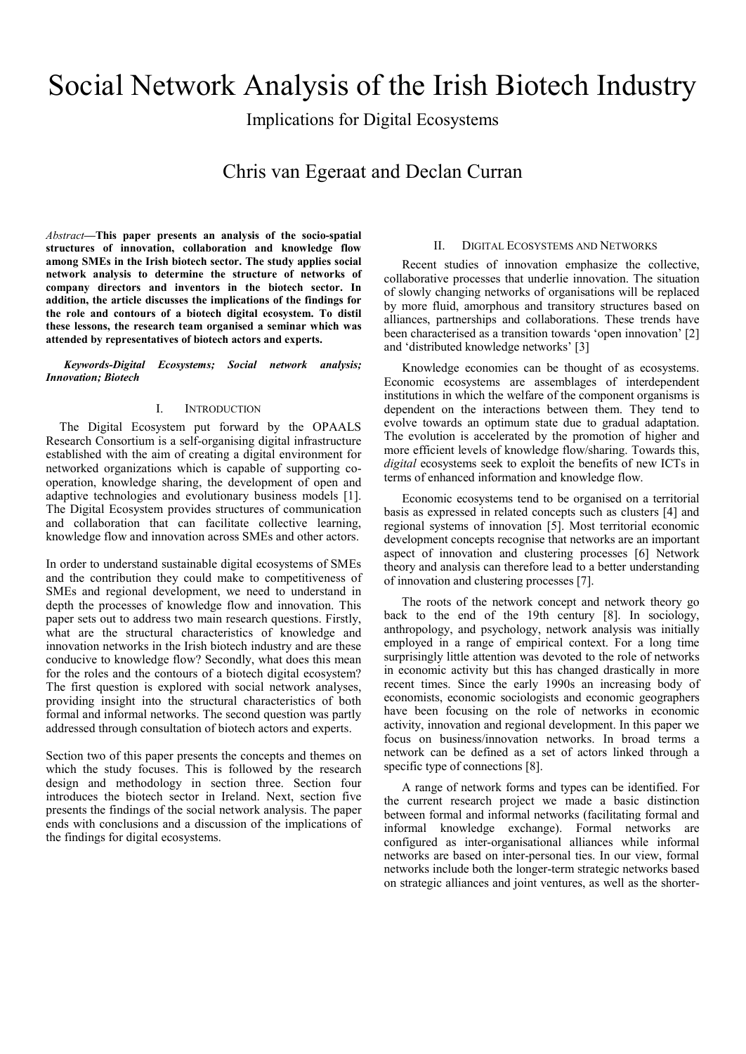# Social Network Analysis of the Irish Biotech Industry

## Implications for Digital Ecosystems

Chris van Egeraat and Declan Curran

*Abstract*—**This paper presents an analysis of the socio-spatial structures of innovation, collaboration and knowledge flow among SMEs in the Irish biotech sector. The study applies social network analysis to determine the structure of networks of company directors and inventors in the biotech sector. In addition, the article discusses the implications of the findings for the role and contours of a biotech digital ecosystem. To distil these lessons, the research team organised a seminar which was attended by representatives of biotech actors and experts.**

***Keywords-Digital Ecosystems; Social network analysis; Innovation; Biotech***

## I. INTRODUCTION

The Digital Ecosystem put forward by the OPAALS Research Consortium is a self-organising digital infrastructure established with the aim of creating a digital environment for networked organizations which is capable of supporting co-operation, knowledge sharing, the development of open and adaptive technologies and evolutionary business models [1]. The Digital Ecosystem provides structures of communication and collaboration that can facilitate collective learning, knowledge flow and innovation across SMEs and other actors.

In order to understand sustainable digital ecosystems of SMEs and the contribution they could make to competitiveness of SMEs and regional development, we need to understand in depth the processes of knowledge flow and innovation. This paper sets out to address two main research questions. Firstly, what are the structural characteristics of knowledge and innovation networks in the Irish biotech industry and are these conducive to knowledge flow? Secondly, what does this mean for the roles and the contours of a biotech digital ecosystem? The first question is explored with social network analyses, providing insight into the structural characteristics of both formal and informal networks. The second question was partly addressed through consultation of biotech actors and experts.

Section two of this paper presents the concepts and themes on which the study focuses. This is followed by the research design and methodology in section three. Section four introduces the biotech sector in Ireland. Next, section five presents the findings of the social network analysis. The paper ends with conclusions and a discussion of the implications of the findings for digital ecosystems.

## II. DIGITAL ECOSYSTEMS AND NETWORKS

Recent studies of innovation emphasize the collective, collaborative processes that underlie innovation. The situation of slowly changing networks of organisations will be replaced by more fluid, amorphous and transitory structures based on alliances, partnerships and collaborations. These trends have been characterised as a transition towards 'open innovation' [2] and 'distributed knowledge networks' [3]

Knowledge economies can be thought of as ecosystems. Economic ecosystems are assemblages of interdependent institutions in which the welfare of the component organisms is dependent on the interactions between them. They tend to evolve towards an optimum state due to gradual adaptation. The evolution is accelerated by the promotion of higher and more efficient levels of knowledge flow/sharing. Towards this, *digital* ecosystems seek to exploit the benefits of new ICTs in terms of enhanced information and knowledge flow.

Economic ecosystems tend to be organised on a territorial basis as expressed in related concepts such as clusters [4] and regional systems of innovation [5]. Most territorial economic development concepts recognise that networks are an important aspect of innovation and clustering processes [6] Network theory and analysis can therefore lead to a better understanding of innovation and clustering processes [7].

The roots of the network concept and network theory go back to the end of the 19th century [8]. In sociology, anthropology, and psychology, network analysis was initially employed in a range of empirical context. For a long time surprisingly little attention was devoted to the role of networks in economic activity but this has changed drastically in more recent times. Since the early 1990s an increasing body of economists, economic sociologists and economic geographers have been focusing on the role of networks in economic activity, innovation and regional development. In this paper we focus on business/innovation networks. In broad terms a network can be defined as a set of actors linked through a specific type of connections [8].

A range of network forms and types can be identified. For the current research project we made a basic distinction between formal and informal networks (facilitating formal and informal knowledge exchange). Formal networks are configured as inter-organisational alliances while informal networks are based on inter-personal ties. In our view, formal networks include both the longer-term strategic networks based on strategic alliances and joint ventures, as well as the shorter-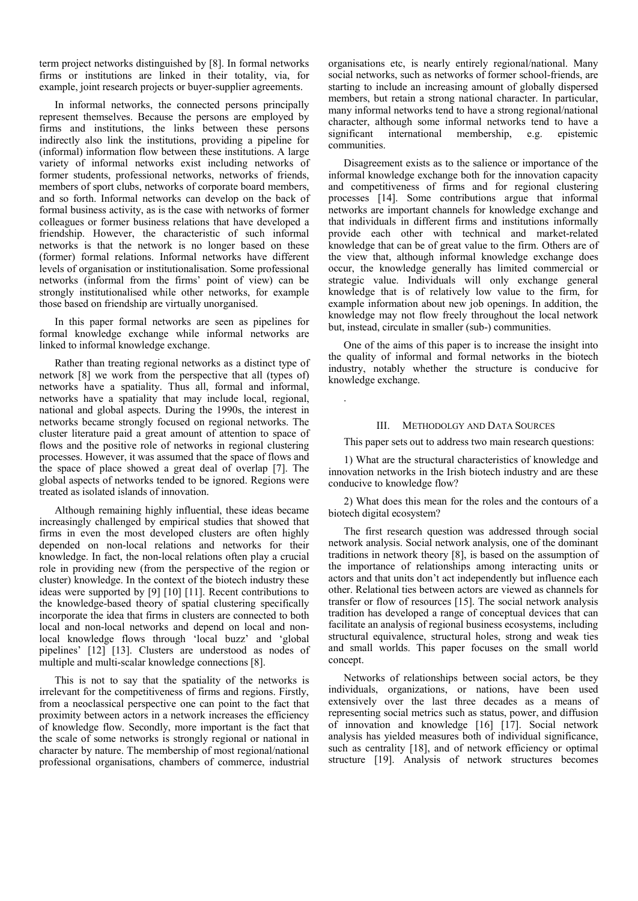term project networks distinguished by [8]. In formal networks firms or institutions are linked in their totality, via, for example, joint research projects or buyer-supplier agreements.

In informal networks, the connected persons principally represent themselves. Because the persons are employed by firms and institutions, the links between these persons indirectly also link the institutions, providing a pipeline for (informal) information flow between these institutions. A large variety of informal networks exist including networks of former students, professional networks, networks of friends, members of sport clubs, networks of corporate board members, and so forth. Informal networks can develop on the back of formal business activity, as is the case with networks of former colleagues or former business relations that have developed a friendship. However, the characteristic of such informal networks is that the network is no longer based on these (former) formal relations. Informal networks have different levels of organisation or institutionalisation. Some professional networks (informal from the firms' point of view) can be strongly institutionalised while other networks, for example those based on friendship are virtually unorganised.

In this paper formal networks are seen as pipelines for formal knowledge exchange while informal networks are linked to informal knowledge exchange.

Rather than treating regional networks as a distinct type of network [8] we work from the perspective that all (types of) networks have a spatiality. Thus all, formal and informal, networks have a spatiality that may include local, regional, national and global aspects. During the 1990s, the interest in networks became strongly focused on regional networks. The cluster literature paid a great amount of attention to space of flows and the positive role of networks in regional clustering processes. However, it was assumed that the space of flows and the space of place showed a great deal of overlap [7]. The global aspects of networks tended to be ignored. Regions were treated as isolated islands of innovation.

Although remaining highly influential, these ideas became increasingly challenged by empirical studies that showed that firms in even the most developed clusters are often highly depended on non-local relations and networks for their knowledge. In fact, the non-local relations often play a crucial role in providing new (from the perspective of the region or cluster) knowledge. In the context of the biotech industry these ideas were supported by [9] [10] [11]. Recent contributions to the knowledge-based theory of spatial clustering specifically incorporate the idea that firms in clusters are connected to both local and non-local networks and depend on local and non-local knowledge flows through 'local buzz' and 'global pipelines' [12] [13]. Clusters are understood as nodes of multiple and multi-scalar knowledge connections [8].

This is not to say that the spatiality of the networks is irrelevant for the competitiveness of firms and regions. Firstly, from a neoclassical perspective one can point to the fact that proximity between actors in a network increases the efficiency of knowledge flow. Secondly, more important is the fact that the scale of some networks is strongly regional or national in character by nature. The membership of most regional/national professional organisations, chambers of commerce, industrial organisations etc, is nearly entirely regional/national. Many social networks, such as networks of former school-friends, are starting to include an increasing amount of globally dispersed members, but retain a strong national character. In particular, many informal networks tend to have a strong regional/national character, although some informal networks tend to have a significant international membership, e.g. epistemic communities.

Disagreement exists as to the salience or importance of the informal knowledge exchange both for the innovation capacity and competitiveness of firms and for regional clustering processes [14]. Some contributions argue that informal networks are important channels for knowledge exchange and that individuals in different firms and institutions informally provide each other with technical and market-related knowledge that can be of great value to the firm. Others are of the view that, although informal knowledge exchange does occur, the knowledge generally has limited commercial or strategic value. Individuals will only exchange general knowledge that is of relatively low value to the firm, for example information about new job openings. In addition, the knowledge may not flow freely throughout the local network but, instead, circulate in smaller (sub-) communities.

One of the aims of this paper is to increase the insight into the quality of informal and formal networks in the biotech industry, notably whether the structure is conducive for knowledge exchange.

## III. Methodolgy and Data Sources

This paper sets out to address two main research questions:

1) What are the structural characteristics of knowledge and innovation networks in the Irish biotech industry and are these conducive to knowledge flow?

2) What does this mean for the roles and the contours of a biotech digital ecosystem?

The first research question was addressed through social network analysis. Social network analysis, one of the dominant traditions in network theory [8], is based on the assumption of the importance of relationships among interacting units or actors and that units don't act independently but influence each other. Relational ties between actors are viewed as channels for transfer or flow of resources [15]. The social network analysis tradition has developed a range of conceptual devices that can facilitate an analysis of regional business ecosystems, including structural equivalence, structural holes, strong and weak ties and small worlds. This paper focuses on the small world concept.

Networks of relationships between social actors, be they individuals, organizations, or nations, have been used extensively over the last three decades as a means of representing social metrics such as status, power, and diffusion of innovation and knowledge [16] [17]. Social network analysis has yielded measures both of individual significance, such as centrality [18], and of network efficiency or optimal structure [19]. Analysis of network structures becomes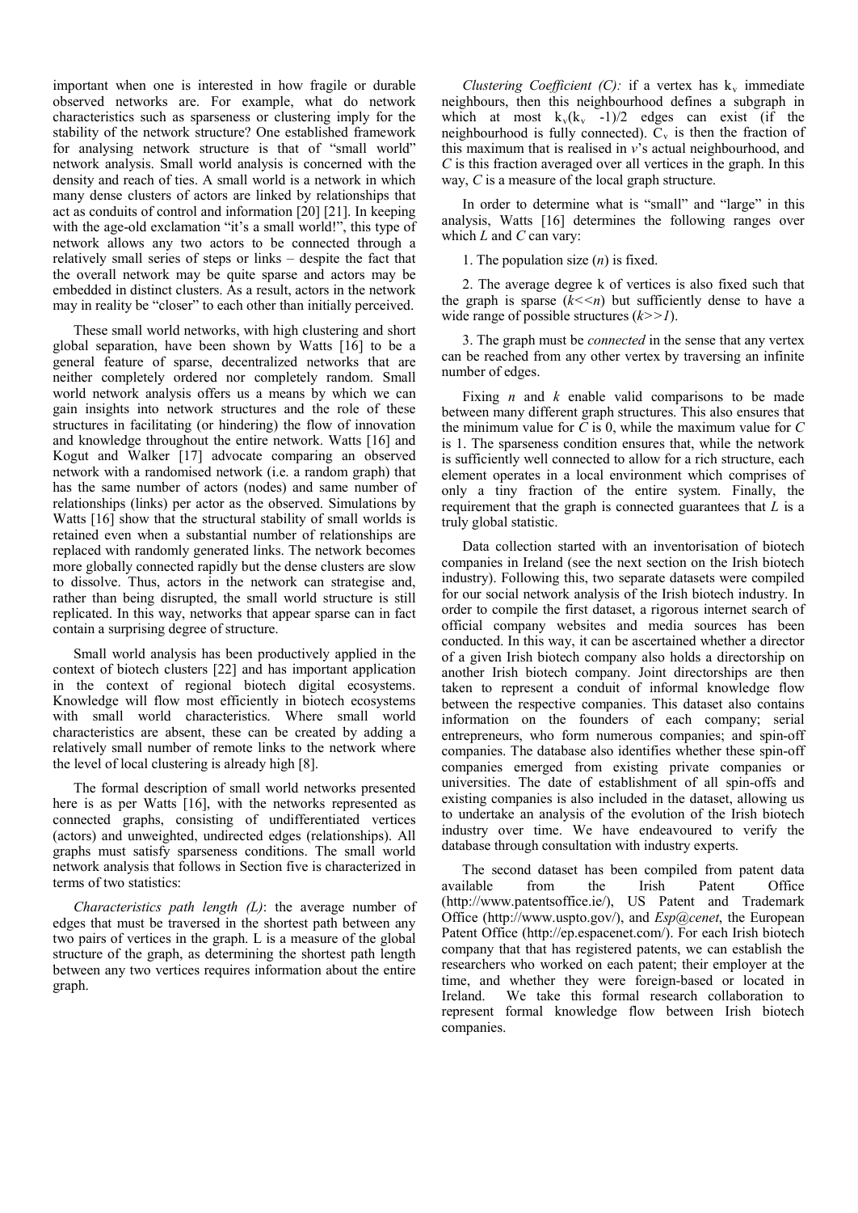important when one is interested in how fragile or durable observed networks are. For example, what do network characteristics such as sparseness or clustering imply for the stability of the network structure? One established framework for analysing network structure is that of "small world" network analysis. Small world analysis is concerned with the density and reach of ties. A small world is a network in which many dense clusters of actors are linked by relationships that act as conduits of control and information [20] [21]. In keeping with the age-old exclamation "it's a small world!", this type of network allows any two actors to be connected through a relatively small series of steps or links – despite the fact that the overall network may be quite sparse and actors may be embedded in distinct clusters. As a result, actors in the network may in reality be "closer" to each other than initially perceived.

These small world networks, with high clustering and short global separation, have been shown by Watts [16] to be a general feature of sparse, decentralized networks that are neither completely ordered nor completely random. Small world network analysis offers us a means by which we can gain insights into network structures and the role of these structures in facilitating (or hindering) the flow of innovation and knowledge throughout the entire network. Watts [16] and Kogut and Walker [17] advocate comparing an observed network with a randomised network (i.e. a random graph) that has the same number of actors (nodes) and same number of relationships (links) per actor as the observed. Simulations by Watts [16] show that the structural stability of small worlds is retained even when a substantial number of relationships are replaced with randomly generated links. The network becomes more globally connected rapidly but the dense clusters are slow to dissolve. Thus, actors in the network can strategise and, rather than being disrupted, the small world structure is still replicated. In this way, networks that appear sparse can in fact contain a surprising degree of structure.

Small world analysis has been productively applied in the context of biotech clusters [22] and has important application in the context of regional biotech digital ecosystems. Knowledge will flow most efficiently in biotech ecosystems with small world characteristics. Where small world characteristics are absent, these can be created by adding a relatively small number of remote links to the network where the level of local clustering is already high [8].

The formal description of small world networks presented here is as per Watts [16], with the networks represented as connected graphs, consisting of undifferentiated vertices (actors) and unweighted, undirected edges (relationships). All graphs must satisfy sparseness conditions. The small world network analysis that follows in Section five is characterized in terms of two statistics:

*Characteristics path length (L)*: the average number of edges that must be traversed in the shortest path between any two pairs of vertices in the graph. L is a measure of the global structure of the graph, as determining the shortest path length between any two vertices requires information about the entire graph.

*Clustering Coefficient (C):* if a vertex has $k_v$ immediate neighbours, then this neighbourhood defines a subgraph in which at most $k_v(k_v -1)/2$ edges can exist (if the neighbourhood is fully connected). $C_v$ is then the fraction of this maximum that is realised in *v*'s actual neighbourhood, and *C* is this fraction averaged over all vertices in the graph. In this way, *C* is a measure of the local graph structure.

In order to determine what is "small" and "large" in this analysis, Watts [16] determines the following ranges over which *L* and *C* can vary:

1. The population size (*n*) is fixed.

2. The average degree k of vertices is also fixed such that the graph is sparse ($k<<n$) but sufficiently dense to have a wide range of possible structures ($k>>1$).

3. The graph must be *connected* in the sense that any vertex can be reached from any other vertex by traversing an infinite number of edges.

Fixing *n* and *k* enable valid comparisons to be made between many different graph structures. This also ensures that the minimum value for *C* is 0, while the maximum value for *C* is 1. The sparseness condition ensures that, while the network is sufficiently well connected to allow for a rich structure, each element operates in a local environment which comprises of only a tiny fraction of the entire system. Finally, the requirement that the graph is connected guarantees that *L* is a truly global statistic.

Data collection started with an inventorisation of biotech companies in Ireland (see the next section on the Irish biotech industry). Following this, two separate datasets were compiled for our social network analysis of the Irish biotech industry. In order to compile the first dataset, a rigorous internet search of official company websites and media sources has been conducted. In this way, it can be ascertained whether a director of a given Irish biotech company also holds a directorship on another Irish biotech company. Joint directorships are then taken to represent a conduit of informal knowledge flow between the respective companies. This dataset also contains information on the founders of each company; serial entrepreneurs, who form numerous companies; and spin-off companies. The database also identifies whether these spin-off companies emerged from existing private companies or universities. The date of establishment of all spin-offs and existing companies is also included in the dataset, allowing us to undertake an analysis of the evolution of the Irish biotech industry over time. We have endeavoured to verify the database through consultation with industry experts.

The second dataset has been compiled from patent data available from the Irish Patent Office (http://www.patentsoffice.ie/), US Patent and Trademark Office (http://www.uspto.gov/), and *Esp@cenet*, the European Patent Office (http://ep.espacenet.com/). For each Irish biotech company that that has registered patents, we can establish the researchers who worked on each patent; their employer at the time, and whether they were foreign-based or located in Ireland. We take this formal research collaboration to represent formal knowledge flow between Irish biotech companies.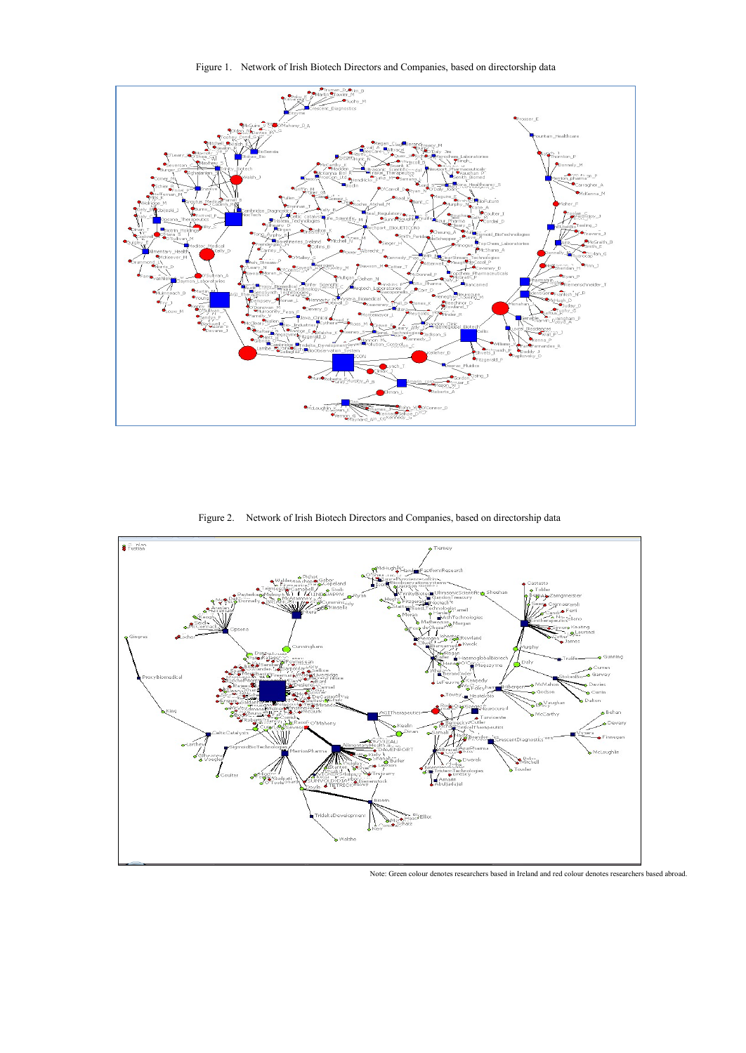Figure 1. Network of Irish Biotech Directors and Companies, based on directorship data

Figure 2. Network of Irish Biotech Directors and Companies, based on directorship data

Note: Green colour denotes researchers based in Ireland and red colour denotes researchers based abroad.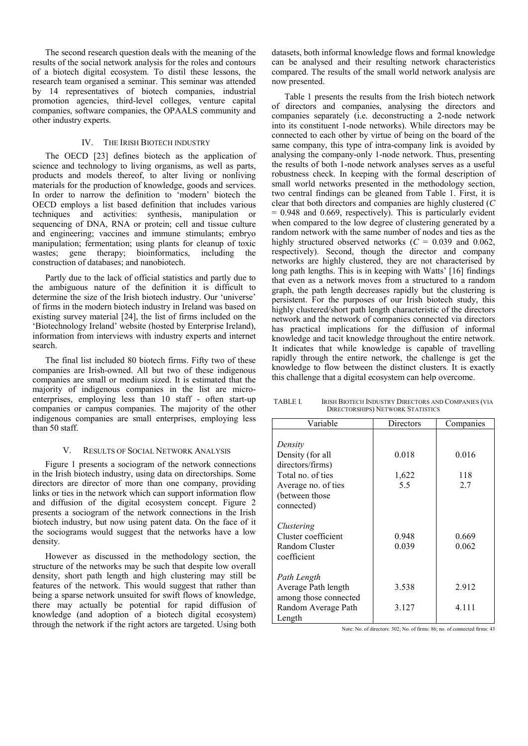The second research question deals with the meaning of the results of the social network analysis for the roles and contours of a biotech digital ecosystem. To distil these lessons, the research team organised a seminar. This seminar was attended by 14 representatives of biotech companies, industrial promotion agencies, third-level colleges, venture capital companies, software companies, the OPAALS community and other industry experts.

## IV. The Irish Biotech Industry

The OECD [23] defines biotech as the application of science and technology to living organisms, as well as parts, products and models thereof, to alter living or nonliving materials for the production of knowledge, goods and services. In order to narrow the definition to 'modern' biotech the OECD employs a list based definition that includes various techniques and activities: synthesis, manipulation or sequencing of DNA, RNA or protein; cell and tissue culture and engineering; vaccines and immune stimulants; embryo manipulation; fermentation; using plants for cleanup of toxic wastes; gene therapy; bioinformatics, including the construction of databases; and nanobiotech.

Partly due to the lack of official statistics and partly due to the ambiguous nature of the definition it is difficult to determine the size of the Irish biotech industry. Our 'universe' of firms in the modern biotech industry in Ireland was based on existing survey material [24], the list of firms included on the 'Biotechnology Ireland' website (hosted by Enterprise Ireland), information from interviews with industry experts and internet search.

The final list included 80 biotech firms. Fifty two of these companies are Irish-owned. All but two of these indigenous companies are small or medium sized. It is estimated that the majority of indigenous companies in the list are micro-enterprises, employing less than 10 staff - often start-up companies or campus companies. The majority of the other indigenous companies are small enterprises, employing less than 50 staff.

## V. Results of Social Network Analysis

Figure 1 presents a sociogram of the network connections in the Irish biotech industry, using data on directorships. Some directors are director of more than one company, providing links or ties in the network which can support information flow and diffusion of the digital ecosystem concept. Figure 2 presents a sociogram of the network connections in the Irish biotech industry, but now using patent data. On the face of it the sociograms would suggest that the networks have a low density.

However as discussed in the methodology section, the structure of the networks may be such that despite low overall density, short path length and high clustering may still be features of the network. This would suggest that rather than being a sparse network unsuited for swift flows of knowledge, there may actually be potential for rapid diffusion of knowledge (and adoption of a biotech digital ecosystem) through the network if the right actors are targeted. Using both datasets, both informal knowledge flows and formal knowledge can be analysed and their resulting network characteristics compared. The results of the small world network analysis are now presented.

Table 1 presents the results from the Irish biotech network of directors and companies, analysing the directors and companies separately (i.e. deconstructing a 2-node network into its constituent 1-node networks). While directors may be connected to each other by virtue of being on the board of the same company, this type of intra-company link is avoided by analysing the company-only 1-node network. Thus, presenting the results of both 1-node network analyses serves as a useful robustness check. In keeping with the formal description of small world networks presented in the methodology section, two central findings can be gleaned from Table 1. First, it is clear that both directors and companies are highly clustered ($C = 0.948$ and $0.669$, respectively). This is particularly evident when compared to the low degree of clustering generated by a random network with the same number of nodes and ties as the highly structured observed networks ($C = 0.039$ and $0.062$, respectively). Second, though the director and company networks are highly clustered, they are not characterised by long path lengths. This is in keeping with Watts' [16] findings that even as a network moves from a structured to a random graph, the path length decreases rapidly but the clustering is persistent. For the purposes of our Irish biotech study, this highly clustered/short path length characteristic of the directors network and the network of companies connected via directors has practical implications for the diffusion of informal knowledge and tacit knowledge throughout the entire network. It indicates that while knowledge is capable of travelling rapidly through the entire network, the challenge is get the knowledge to flow between the distinct clusters. It is exactly this challenge that a digital ecosystem can help overcome.

TABLE I. Irish Biotech Industry Directors and Companies (via Directorships) Network Statistics

| Variable | Directors | Companies |
|---|---|---|
| *Density* | | |
| Density (for all directors/firms) | 0.018 | 0.016 |
| Total no. of ties | 1,622 | 118 |
| Average no. of ties (between those connected) | 5.5 | 2.7 |
| *Clustering* | | |
| Cluster coefficient | 0.948 | 0.669 |
| Random Cluster coefficient | 0.039 | 0.062 |
| *Path Length* | | |
| Average Path length among those connected | 3.538 | 2.912 |
| Random Average Path Length | 3.127 | 4.111 |

Note: No. of directors: 302; No. of firms: 86; no. of connected firms: 43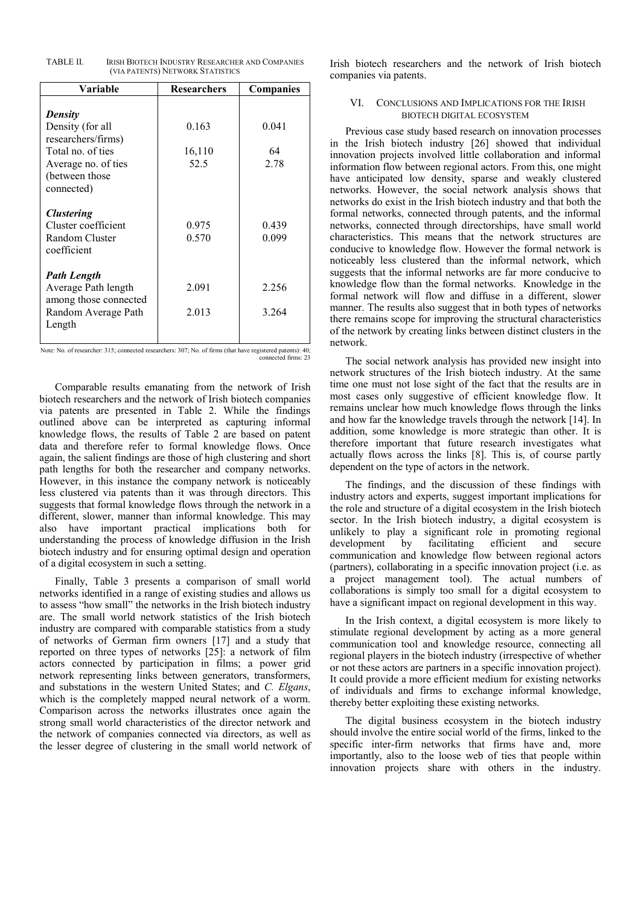TABLE II. IRISH BIOTECH INDUSTRY RESEARCHER AND COMPANIES (VIA PATENTS) NETWORK STATISTICS

| Variable | Researchers | Companies |
|---|---|---|
| ***Density*** | | |
| Density (for all researchers/firms) | 0.163 | 0.041 |
| Total no. of ties | 16,110 | 64 |
| Average no. of ties (between those connected) | 52.5 | 2.78 |
| ***Clustering*** | | |
| Cluster coefficient | 0.975 | 0.439 |
| Random Cluster coefficient | 0.570 | 0.099 |
| ***Path Length*** | | |
| Average Path length among those connected | 2.091 | 2.256 |
| Random Average Path Length | 2.013 | 3.264 |

Note: No. of researcher: 315; connected researchers: 307; No. of firms (that have registered patents): 40; connected firms: 23

Comparable results emanating from the network of Irish biotech researchers and the network of Irish biotech companies via patents are presented in Table 2. While the findings outlined above can be interpreted as capturing informal knowledge flows, the results of Table 2 are based on patent data and therefore refer to formal knowledge flows. Once again, the salient findings are those of high clustering and short path lengths for both the researcher and company networks. However, in this instance the company network is noticeably less clustered via patents than it was through directors. This suggests that formal knowledge flows through the network in a different, slower, manner than informal knowledge. This may also have important practical implications both for understanding the process of knowledge diffusion in the Irish biotech industry and for ensuring optimal design and operation of a digital ecosystem in such a setting.

Finally, Table 3 presents a comparison of small world networks identified in a range of existing studies and allows us to assess "how small" the networks in the Irish biotech industry are. The small world network statistics of the Irish biotech industry are compared with comparable statistics from a study of networks of German firm owners [17] and a study that reported on three types of networks [25]: a network of film actors connected by participation in films; a power grid network representing links between generators, transformers, and substations in the western United States; and *C. Elgans*, which is the completely mapped neural network of a worm. Comparison across the networks illustrates once again the strong small world characteristics of the director network and the network of companies connected via directors, as well as the lesser degree of clustering in the small world network of Irish biotech researchers and the network of Irish biotech companies via patents.

## VI. CONCLUSIONS AND IMPLICATIONS FOR THE IRISH BIOTECH DIGITAL ECOSYSTEM

Previous case study based research on innovation processes in the Irish biotech industry [26] showed that individual innovation projects involved little collaboration and informal information flow between regional actors. From this, one might have anticipated low density, sparse and weakly clustered networks. However, the social network analysis shows that networks do exist in the Irish biotech industry and that both the formal networks, connected through patents, and the informal networks, connected through directorships, have small world characteristics. This means that the network structures are conducive to knowledge flow. However the formal network is noticeably less clustered than the informal network, which suggests that the informal networks are far more conducive to knowledge flow than the formal networks. Knowledge in the formal network will flow and diffuse in a different, slower manner. The results also suggest that in both types of networks there remains scope for improving the structural characteristics of the network by creating links between distinct clusters in the network.

The social network analysis has provided new insight into network structures of the Irish biotech industry. At the same time one must not lose sight of the fact that the results are in most cases only suggestive of efficient knowledge flow. It remains unclear how much knowledge flows through the links and how far the knowledge travels through the network [14]. In addition, some knowledge is more strategic than other. It is therefore important that future research investigates what actually flows across the links [8]. This is, of course partly dependent on the type of actors in the network.

The findings, and the discussion of these findings with industry actors and experts, suggest important implications for the role and structure of a digital ecosystem in the Irish biotech sector. In the Irish biotech industry, a digital ecosystem is unlikely to play a significant role in promoting regional development by facilitating efficient and secure communication and knowledge flow between regional actors (partners), collaborating in a specific innovation project (i.e. as a project management tool). The actual numbers of collaborations is simply too small for a digital ecosystem to have a significant impact on regional development in this way.

In the Irish context, a digital ecosystem is more likely to stimulate regional development by acting as a more general communication tool and knowledge resource, connecting all regional players in the biotech industry (irrespective of whether or not these actors are partners in a specific innovation project). It could provide a more efficient medium for existing networks of individuals and firms to exchange informal knowledge, thereby better exploiting these existing networks.

The digital business ecosystem in the biotech industry should involve the entire social world of the firms, linked to the specific inter-firm networks that firms have and, more importantly, also to the loose web of ties that people within innovation projects share with others in the industry.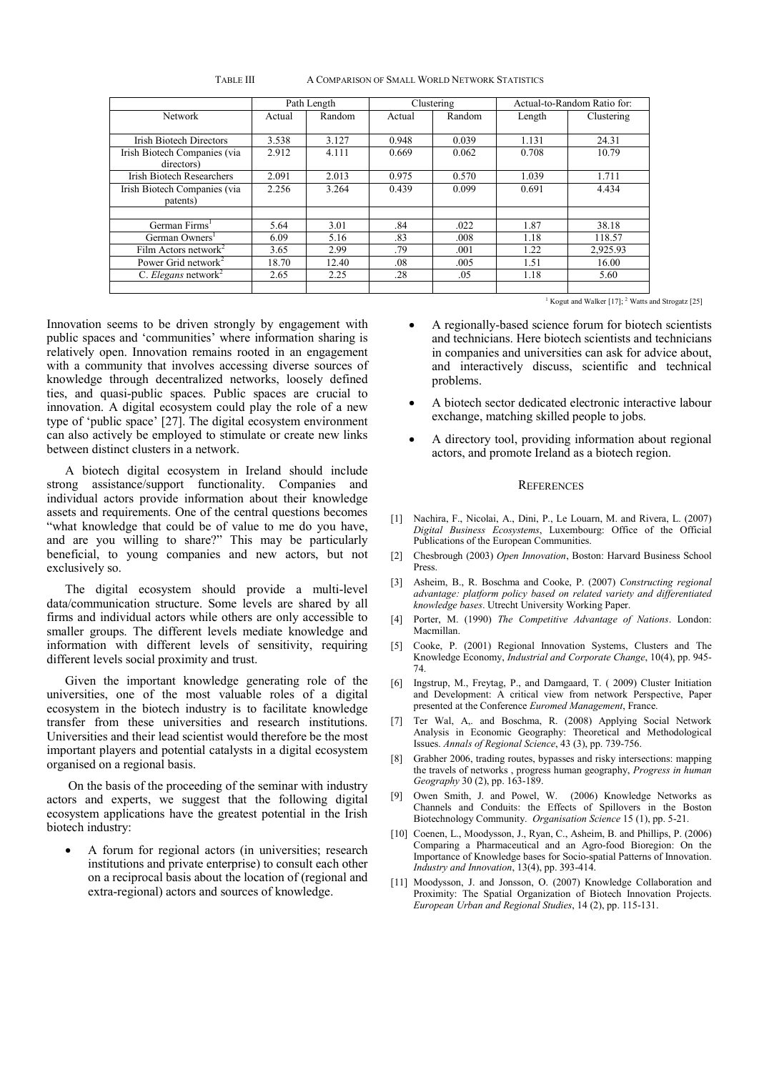TABLE III A COMPARISON OF SMALL WORLD NETWORK STATISTICS

| Network | Path Length | | Clustering | | Actual-to-Random Ratio for: | |
|---|---|---|---|---|---|---|
| | Actual | Random | Actual | Random | Length | Clustering |
| Irish Biotech Directors | 3.538 | 3.127 | 0.948 | 0.039 | 1.131 | 24.31 |
| Irish Biotech Companies (via directors) | 2.912 | 4.111 | 0.669 | 0.062 | 0.708 | 10.79 |
| Irish Biotech Researchers | 2.091 | 2.013 | 0.975 | 0.570 | 1.039 | 1.711 |
| Irish Biotech Companies (via patents) | 2.256 | 3.264 | 0.439 | 0.099 | 0.691 | 4.434 |
| | | | | | | |
| German Firms[1] | 5.64 | 3.01 | .84 | .022 | 1.87 | 38.18 |
| German Owners[1] | 6.09 | 5.16 | .83 | .008 | 1.18 | 118.57 |
| Film Actors network[2] | 3.65 | 2.99 | .79 | .001 | 1.22 | 2,925.93 |
| Power Grid network[2] | 18.70 | 12.40 | .08 | .005 | 1.51 | 16.00 |
| C. *Elegans* network[2] | 2.65 | 2.25 | .28 | .05 | 1.18 | 5.60 |
| | | | | | | |

[1] Kogut and Walker [17]; [2] Watts and Strogatz [25]

Innovation seems to be driven strongly by engagement with public spaces and 'communities' where information sharing is relatively open. Innovation remains rooted in an engagement with a community that involves accessing diverse sources of knowledge through decentralized networks, loosely defined ties, and quasi-public spaces. Public spaces are crucial to innovation. A digital ecosystem could play the role of a new type of 'public space' [27]. The digital ecosystem environment can also actively be employed to stimulate or create new links between distinct clusters in a network.

A biotech digital ecosystem in Ireland should include strong assistance/support functionality. Companies and individual actors provide information about their knowledge assets and requirements. One of the central questions becomes "what knowledge that could be of value to me do you have, and are you willing to share?" This may be particularly beneficial, to young companies and new actors, but not exclusively so.

The digital ecosystem should provide a multi-level data/communication structure. Some levels are shared by all firms and individual actors while others are only accessible to smaller groups. The different levels mediate knowledge and information with different levels of sensitivity, requiring different levels social proximity and trust.

Given the important knowledge generating role of the universities, one of the most valuable roles of a digital ecosystem in the biotech industry is to facilitate knowledge transfer from these universities and research institutions. Universities and their lead scientist would therefore be the most important players and potential catalysts in a digital ecosystem organised on a regional basis.

On the basis of the proceeding of the seminar with industry actors and experts, we suggest that the following digital ecosystem applications have the greatest potential in the Irish biotech industry:

- A forum for regional actors (in universities; research institutions and private enterprise) to consult each other on a reciprocal basis about the location of (regional and extra-regional) actors and sources of knowledge.
- A regionally-based science forum for biotech scientists and technicians. Here biotech scientists and technicians in companies and universities can ask for advice about, and interactively discuss, scientific and technical problems.
- A biotech sector dedicated electronic interactive labour exchange, matching skilled people to jobs.
- A directory tool, providing information about regional actors, and promote Ireland as a biotech region.

## REFERENCES

[1] Nachira, F., Nicolai, A., Dini, P., Le Louarn, M. and Rivera, L. (2007) *Digital Business Ecosystems*, Luxembourg: Office of the Official Publications of the European Communities.

[2] Chesbrough (2003) *Open Innovation*, Boston: Harvard Business School Press.

[3] Asheim, B., R. Boschma and Cooke, P. (2007) *Constructing regional advantage: platform policy based on related variety and differentiated knowledge bases*. Utrecht University Working Paper.

[4] Porter, M. (1990) *The Competitive Advantage of Nations*. London: Macmillan.

[5] Cooke, P. (2001) Regional Innovation Systems, Clusters and The Knowledge Economy, *Industrial and Corporate Change*, 10(4), pp. 945-74.

[6] Ingstrup, M., Freytag, P., and Damgaard, T. ( 2009) Cluster Initiation and Development: A critical view from network Perspective, Paper presented at the Conference *Euromed Management*, France.

[7] Ter Wal, A,. and Boschma, R. (2008) Applying Social Network Analysis in Economic Geography: Theoretical and Methodological Issues. *Annals of Regional Science*, 43 (3), pp. 739-756.

[8] Grabher 2006, trading routes, bypasses and risky intersections: mapping the travels of networks , progress human geography, *Progress in human Geography* 30 (2), pp. 163-189.

[9] Owen Smith, J. and Powel, W. (2006) Knowledge Networks as Channels and Conduits: the Effects of Spillovers in the Boston Biotechnology Community. *Organisation Science* 15 (1), pp. 5-21.

[10] Coenen, L., Moodysson, J., Ryan, C., Asheim, B. and Phillips, P. (2006) Comparing a Pharmaceutical and an Agro-food Bioregion: On the Importance of Knowledge bases for Socio-spatial Patterns of Innovation. *Industry and Innovation*, 13(4), pp. 393-414.

[11] Moodysson, J. and Jonsson, O. (2007) Knowledge Collaboration and Proximity: The Spatial Organization of Biotech Innovation Projects. *European Urban and Regional Studies*, 14 (2), pp. 115-131.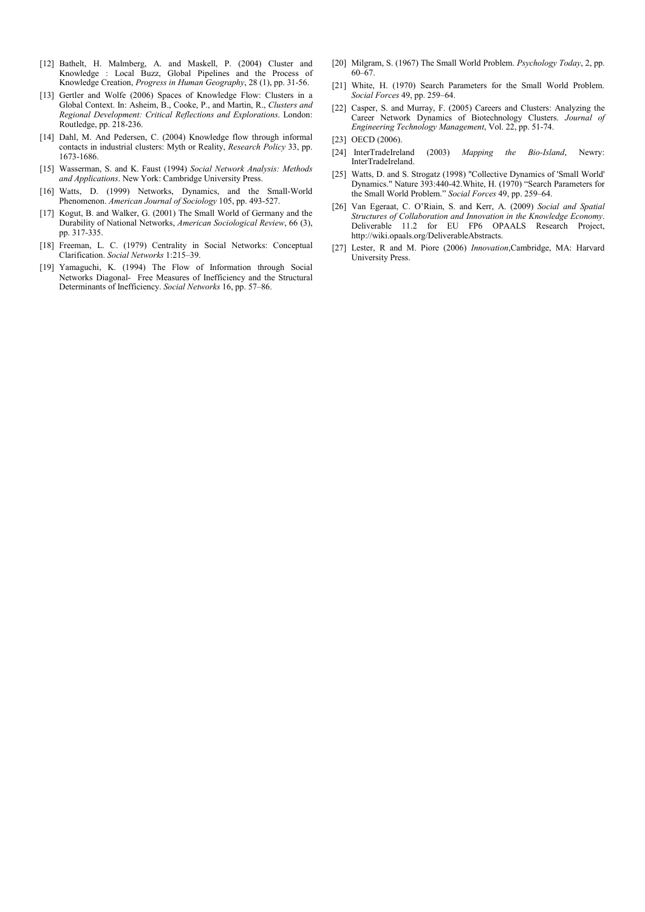[12] Bathelt, H. Malmberg, A. and Maskell, P. (2004) Cluster and Knowledge : Local Buzz, Global Pipelines and the Process of Knowledge Creation, *Progress in Human Geography*, 28 (1), pp. 31-56.

[13] Gertler and Wolfe (2006) Spaces of Knowledge Flow: Clusters in a Global Context. In: Asheim, B., Cooke, P., and Martin, R., *Clusters and Regional Development: Critical Reflections and Explorations*. London: Routledge, pp. 218-236.

[14] Dahl, M. And Pedersen, C. (2004) Knowledge flow through informal contacts in industrial clusters: Myth or Reality, *Research Policy* 33, pp. 1673-1686.

[15] Wasserman, S. and K. Faust (1994) *Social Network Analysis: Methods and Applications*. New York: Cambridge University Press.

[16] Watts, D. (1999) Networks, Dynamics, and the Small-World Phenomenon. *American Journal of Sociology* 105, pp. 493-527.

[17] Kogut, B. and Walker, G. (2001) The Small World of Germany and the Durability of National Networks, *American Sociological Review*, 66 (3), pp. 317-335.

[18] Freeman, L. C. (1979) Centrality in Social Networks: Conceptual Clarification. *Social Networks* 1:215–39.

[19] Yamaguchi, K. (1994) The Flow of Information through Social Networks Diagonal- Free Measures of Inefficiency and the Structural Determinants of Inefficiency. *Social Networks* 16, pp. 57–86.

[20] Milgram, S. (1967) The Small World Problem. *Psychology Today*, 2, pp. 60–67.

[21] White, H. (1970) Search Parameters for the Small World Problem. *Social Forces* 49, pp. 259–64.

[22] Casper, S. and Murray, F. (2005) Careers and Clusters: Analyzing the Career Network Dynamics of Biotechnology Clusters. *Journal of Engineering Technology Management*, Vol. 22, pp. 51-74.

[23] OECD (2006).

[24] InterTradeIreland (2003) *Mapping the Bio-Island*, Newry: InterTradeIreland.

[25] Watts, D. and S. Strogatz (1998) "Collective Dynamics of 'Small World' Dynamics." Nature 393:440-42.White, H. (1970) "Search Parameters for the Small World Problem." *Social Forces* 49, pp. 259–64.

[26] Van Egeraat, C. O'Riain, S. and Kerr, A. (2009) *Social and Spatial Structures of Collaboration and Innovation in the Knowledge Economy*. Deliverable 11.2 for EU FP6 OPAALS Research Project, http://wiki.opaals.org/DeliverableAbstracts.

[27] Lester, R and M. Piore (2006) *Innovation*,Cambridge, MA: Harvard University Press.